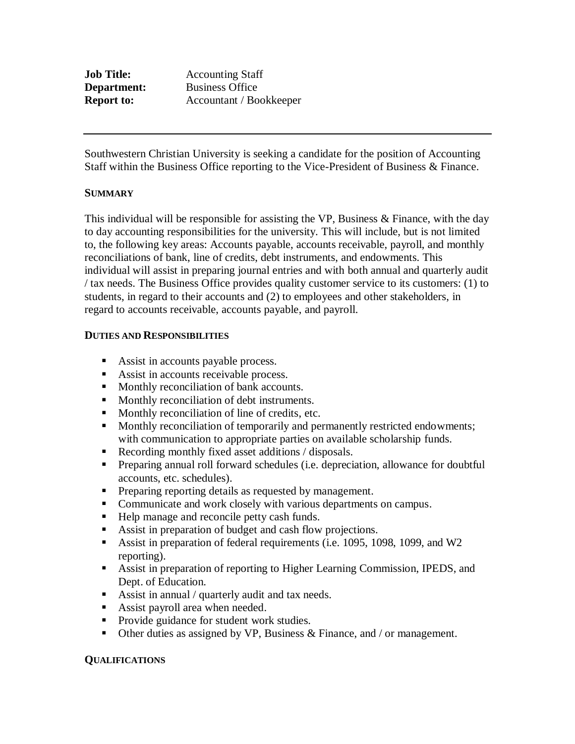**Job Title:** Accounting Staff
**Department:** Business Office
**Report to:** Accountant / Bookkeeper

---

Southwestern Christian University is seeking a candidate for the position of Accounting Staff within the Business Office reporting to the Vice-President of Business & Finance.

## SUMMARY

This individual will be responsible for assisting the VP, Business & Finance, with the day to day accounting responsibilities for the university. This will include, but is not limited to, the following key areas: Accounts payable, accounts receivable, payroll, and monthly reconciliations of bank, line of credits, debt instruments, and endowments. This individual will assist in preparing journal entries and with both annual and quarterly audit / tax needs. The Business Office provides quality customer service to its customers: (1) to students, in regard to their accounts and (2) to employees and other stakeholders, in regard to accounts receivable, accounts payable, and payroll.

## DUTIES AND RESPONSIBILITIES

- Assist in accounts payable process.
- Assist in accounts receivable process.
- Monthly reconciliation of bank accounts.
- Monthly reconciliation of debt instruments.
- Monthly reconciliation of line of credits, etc.
- Monthly reconciliation of temporarily and permanently restricted endowments; with communication to appropriate parties on available scholarship funds.
- Recording monthly fixed asset additions / disposals.
- Preparing annual roll forward schedules (i.e. depreciation, allowance for doubtful accounts, etc. schedules).
- Preparing reporting details as requested by management.
- Communicate and work closely with various departments on campus.
- Help manage and reconcile petty cash funds.
- Assist in preparation of budget and cash flow projections.
- Assist in preparation of federal requirements (i.e. 1095, 1098, 1099, and W2 reporting).
- Assist in preparation of reporting to Higher Learning Commission, IPEDS, and Dept. of Education.
- Assist in annual / quarterly audit and tax needs.
- Assist payroll area when needed.
- Provide guidance for student work studies.
- Other duties as assigned by VP, Business & Finance, and / or management.

## QUALIFICATIONS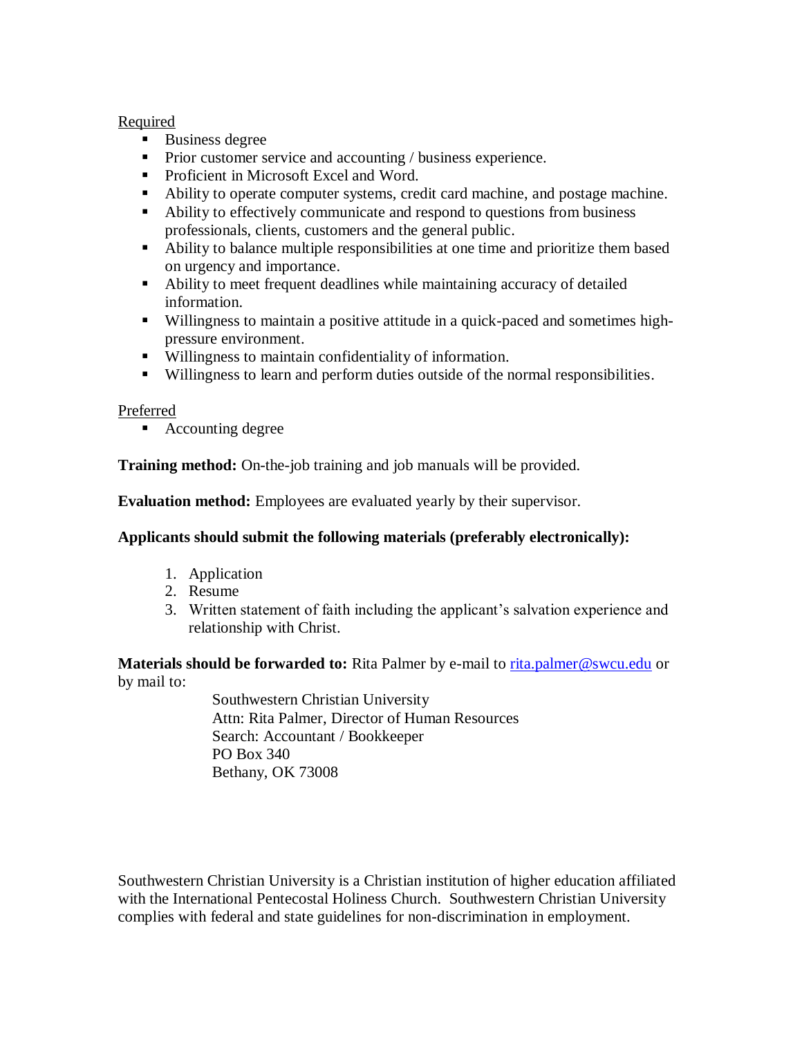Required

- Business degree
- Prior customer service and accounting / business experience.
- Proficient in Microsoft Excel and Word.
- Ability to operate computer systems, credit card machine, and postage machine.
- Ability to effectively communicate and respond to questions from business professionals, clients, customers and the general public.
- Ability to balance multiple responsibilities at one time and prioritize them based on urgency and importance.
- Ability to meet frequent deadlines while maintaining accuracy of detailed information.
- Willingness to maintain a positive attitude in a quick-paced and sometimes high-pressure environment.
- Willingness to maintain confidentiality of information.
- Willingness to learn and perform duties outside of the normal responsibilities.

Preferred

- Accounting degree

**Training method:** On-the-job training and job manuals will be provided.

**Evaluation method:** Employees are evaluated yearly by their supervisor.

**Applicants should submit the following materials (preferably electronically):**

1. Application
2. Resume
3. Written statement of faith including the applicant's salvation experience and relationship with Christ.

**Materials should be forwarded to:** Rita Palmer by e-mail to rita.palmer@swcu.edu or by mail to:

Southwestern Christian University
Attn: Rita Palmer, Director of Human Resources
Search: Accountant / Bookkeeper
PO Box 340
Bethany, OK 73008

Southwestern Christian University is a Christian institution of higher education affiliated with the International Pentecostal Holiness Church. Southwestern Christian University complies with federal and state guidelines for non-discrimination in employment.